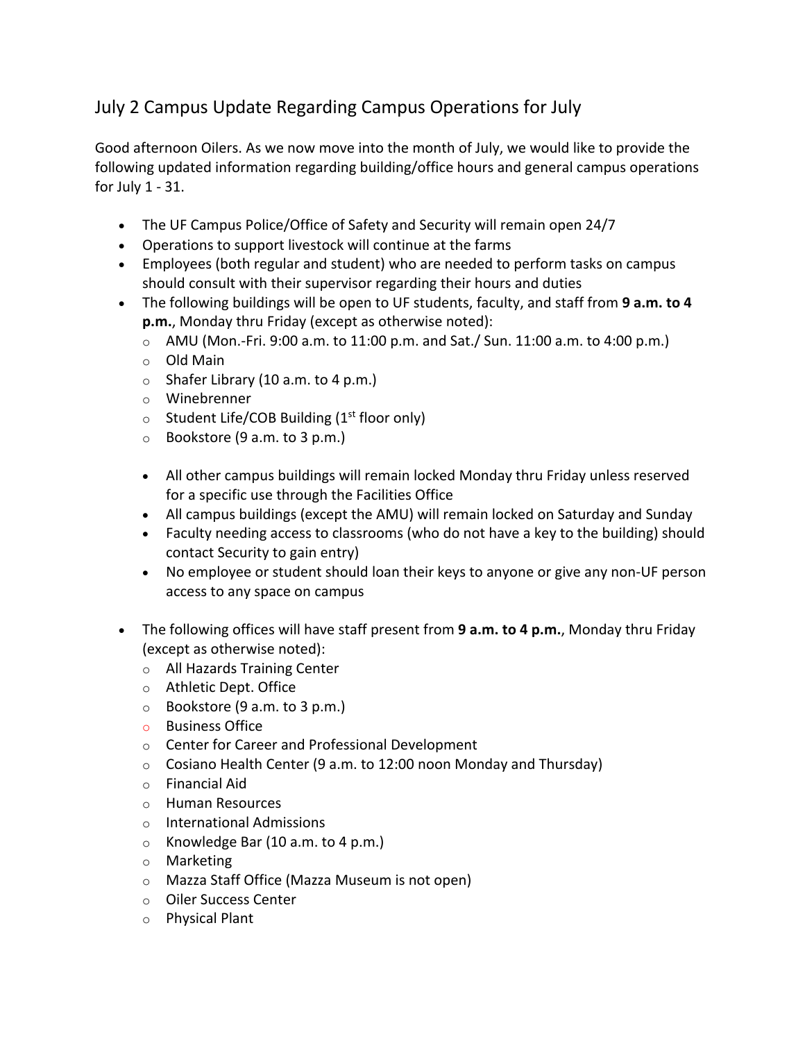## July 2 Campus Update Regarding Campus Operations for July

Good afternoon Oilers. As we now move into the month of July, we would like to provide the following updated information regarding building/office hours and general campus operations for July 1 - 31.

- The UF Campus Police/Office of Safety and Security will remain open 24/7
- Operations to support livestock will continue at the farms
- Employees (both regular and student) who are needed to perform tasks on campus should consult with their supervisor regarding their hours and duties
- The following buildings will be open to UF students, faculty, and staff from **9 a.m. to 4 p.m.**, Monday thru Friday (except as otherwise noted):
  - AMU (Mon.-Fri. 9:00 a.m. to 11:00 p.m. and Sat./ Sun. 11:00 a.m. to 4:00 p.m.)
  - Old Main
  - Shafer Library (10 a.m. to 4 p.m.)
  - Winebrenner
  - Student Life/COB Building (1st floor only)
  - Bookstore (9 a.m. to 3 p.m.)

  - All other campus buildings will remain locked Monday thru Friday unless reserved for a specific use through the Facilities Office
  - All campus buildings (except the AMU) will remain locked on Saturday and Sunday
  - Faculty needing access to classrooms (who do not have a key to the building) should contact Security to gain entry)
  - No employee or student should loan their keys to anyone or give any non-UF person access to any space on campus

- The following offices will have staff present from **9 a.m. to 4 p.m.**, Monday thru Friday (except as otherwise noted):
  - All Hazards Training Center
  - Athletic Dept. Office
  - Bookstore (9 a.m. to 3 p.m.)
  - Business Office
  - Center for Career and Professional Development
  - Cosiano Health Center (9 a.m. to 12:00 noon Monday and Thursday)
  - Financial Aid
  - Human Resources
  - International Admissions
  - Knowledge Bar (10 a.m. to 4 p.m.)
  - Marketing
  - Mazza Staff Office (Mazza Museum is not open)
  - Oiler Success Center
  - Physical Plant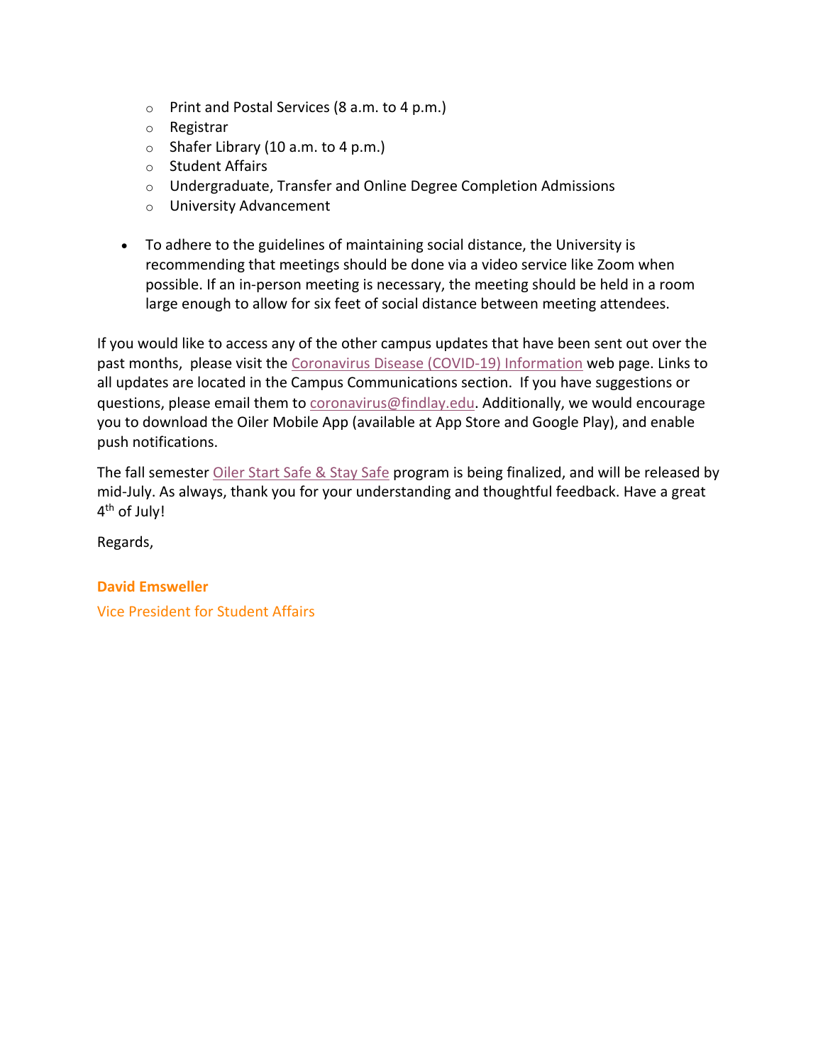- Print and Postal Services (8 a.m. to 4 p.m.)
  - Registrar
  - Shafer Library (10 a.m. to 4 p.m.)
  - Student Affairs
  - Undergraduate, Transfer and Online Degree Completion Admissions
  - University Advancement

- To adhere to the guidelines of maintaining social distance, the University is recommending that meetings should be done via a video service like Zoom when possible. If an in-person meeting is necessary, the meeting should be held in a room large enough to allow for six feet of social distance between meeting attendees.

If you would like to access any of the other campus updates that have been sent out over the past months, please visit the Coronavirus Disease (COVID-19) Information web page. Links to all updates are located in the Campus Communications section. If you have suggestions or questions, please email them to coronavirus@findlay.edu. Additionally, we would encourage you to download the Oiler Mobile App (available at App Store and Google Play), and enable push notifications.

The fall semester Oiler Start Safe & Stay Safe program is being finalized, and will be released by mid-July. As always, thank you for your understanding and thoughtful feedback. Have a great 4th of July!

Regards,

**David Emsweller**

Vice President for Student Affairs